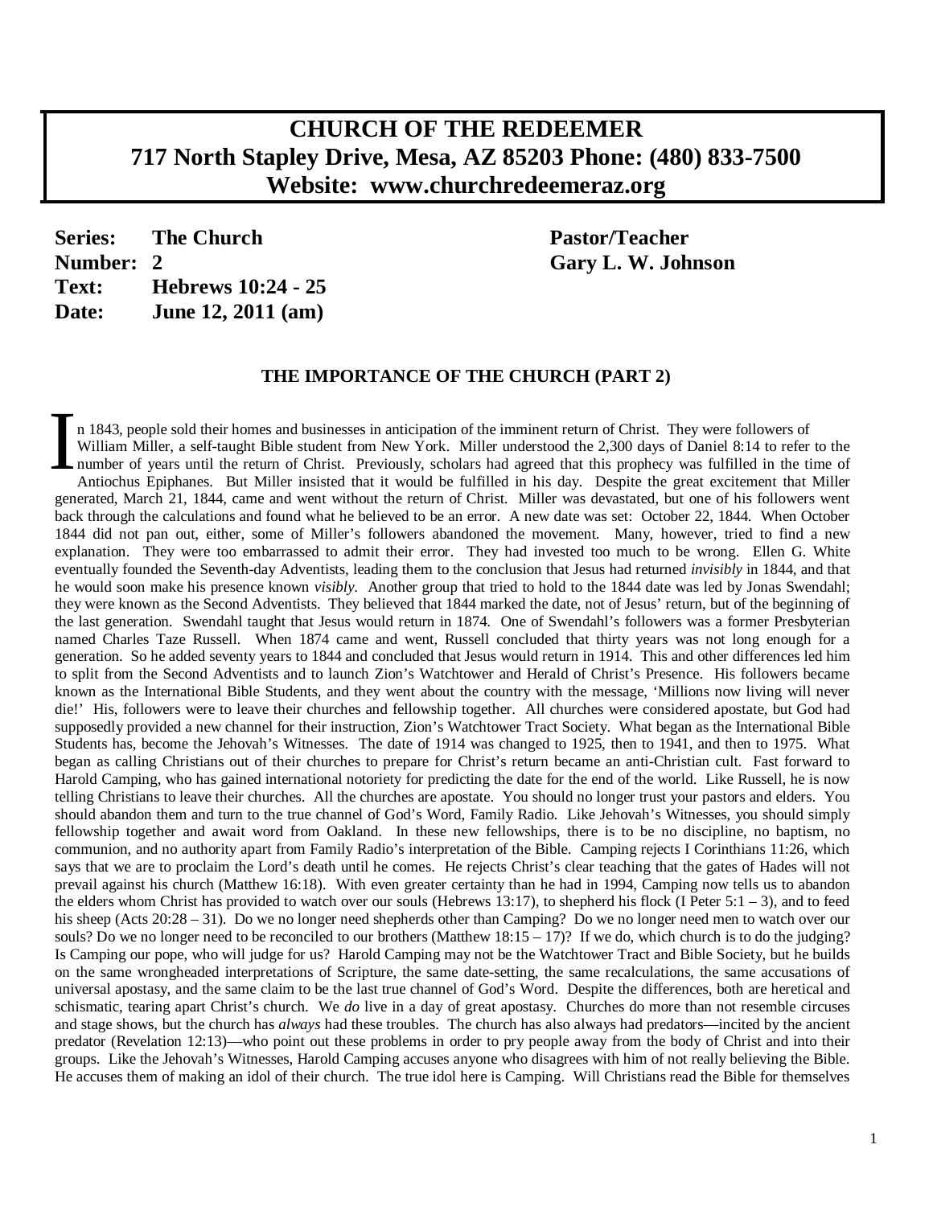# CHURCH OF THE REDEEMER
## 717 North Stapley Drive, Mesa, AZ 85203 Phone: (480) 833-7500
## Website: www.churchredeemeraz.org

**Series:** **The Church**
**Number:** **2**
**Text:** **Hebrews 10:24 - 25**
**Date:** **June 12, 2011 (am)**

**Pastor/Teacher**
**Gary L. W. Johnson**

### THE IMPORTANCE OF THE CHURCH (PART 2)

In 1843, people sold their homes and businesses in anticipation of the imminent return of Christ. They were followers of William Miller, a self-taught Bible student from New York. Miller understood the 2,300 days of Daniel 8:14 to refer to the number of years until the return of Christ. Previously, scholars had agreed that this prophecy was fulfilled in the time of Antiochus Epiphanes. But Miller insisted that it would be fulfilled in his day. Despite the great excitement that Miller generated, March 21, 1844, came and went without the return of Christ. Miller was devastated, but one of his followers went back through the calculations and found what he believed to be an error. A new date was set: October 22, 1844. When October 1844 did not pan out, either, some of Miller's followers abandoned the movement. Many, however, tried to find a new explanation. They were too embarrassed to admit their error. They had invested too much to be wrong. Ellen G. White eventually founded the Seventh-day Adventists, leading them to the conclusion that Jesus had returned *invisibly* in 1844, and that he would soon make his presence known *visibly*. Another group that tried to hold to the 1844 date was led by Jonas Swendahl; they were known as the Second Adventists. They believed that 1844 marked the date, not of Jesus' return, but of the beginning of the last generation. Swendahl taught that Jesus would return in 1874. One of Swendahl's followers was a former Presbyterian named Charles Taze Russell. When 1874 came and went, Russell concluded that thirty years was not long enough for a generation. So he added seventy years to 1844 and concluded that Jesus would return in 1914. This and other differences led him to split from the Second Adventists and to launch Zion's Watchtower and Herald of Christ's Presence. His followers became known as the International Bible Students, and they went about the country with the message, 'Millions now living will never die!' His, followers were to leave their churches and fellowship together. All churches were considered apostate, but God had supposedly provided a new channel for their instruction, Zion's Watchtower Tract Society. What began as the International Bible Students has, become the Jehovah's Witnesses. The date of 1914 was changed to 1925, then to 1941, and then to 1975. What began as calling Christians out of their churches to prepare for Christ's return became an anti-Christian cult. Fast forward to Harold Camping, who has gained international notoriety for predicting the date for the end of the world. Like Russell, he is now telling Christians to leave their churches. All the churches are apostate. You should no longer trust your pastors and elders. You should abandon them and turn to the true channel of God's Word, Family Radio. Like Jehovah's Witnesses, you should simply fellowship together and await word from Oakland. In these new fellowships, there is to be no discipline, no baptism, no communion, and no authority apart from Family Radio's interpretation of the Bible. Camping rejects I Corinthians 11:26, which says that we are to proclaim the Lord's death until he comes. He rejects Christ's clear teaching that the gates of Hades will not prevail against his church (Matthew 16:18). With even greater certainty than he had in 1994, Camping now tells us to abandon the elders whom Christ has provided to watch over our souls (Hebrews 13:17), to shepherd his flock (I Peter 5:1 – 3), and to feed his sheep (Acts 20:28 – 31). Do we no longer need shepherds other than Camping? Do we no longer need men to watch over our souls? Do we no longer need to be reconciled to our brothers (Matthew 18:15 – 17)? If we do, which church is to do the judging? Is Camping our pope, who will judge for us? Harold Camping may not be the Watchtower Tract and Bible Society, but he builds on the same wrongheaded interpretations of Scripture, the same date-setting, the same recalculations, the same accusations of universal apostasy, and the same claim to be the last true channel of God's Word. Despite the differences, both are heretical and schismatic, tearing apart Christ's church. We *do* live in a day of great apostasy. Churches do more than not resemble circuses and stage shows, but the church has *always* had these troubles. The church has also always had predators—incited by the ancient predator (Revelation 12:13)—who point out these problems in order to pry people away from the body of Christ and into their groups. Like the Jehovah's Witnesses, Harold Camping accuses anyone who disagrees with him of not really believing the Bible. He accuses them of making an idol of their church. The true idol here is Camping. Will Christians read the Bible for themselves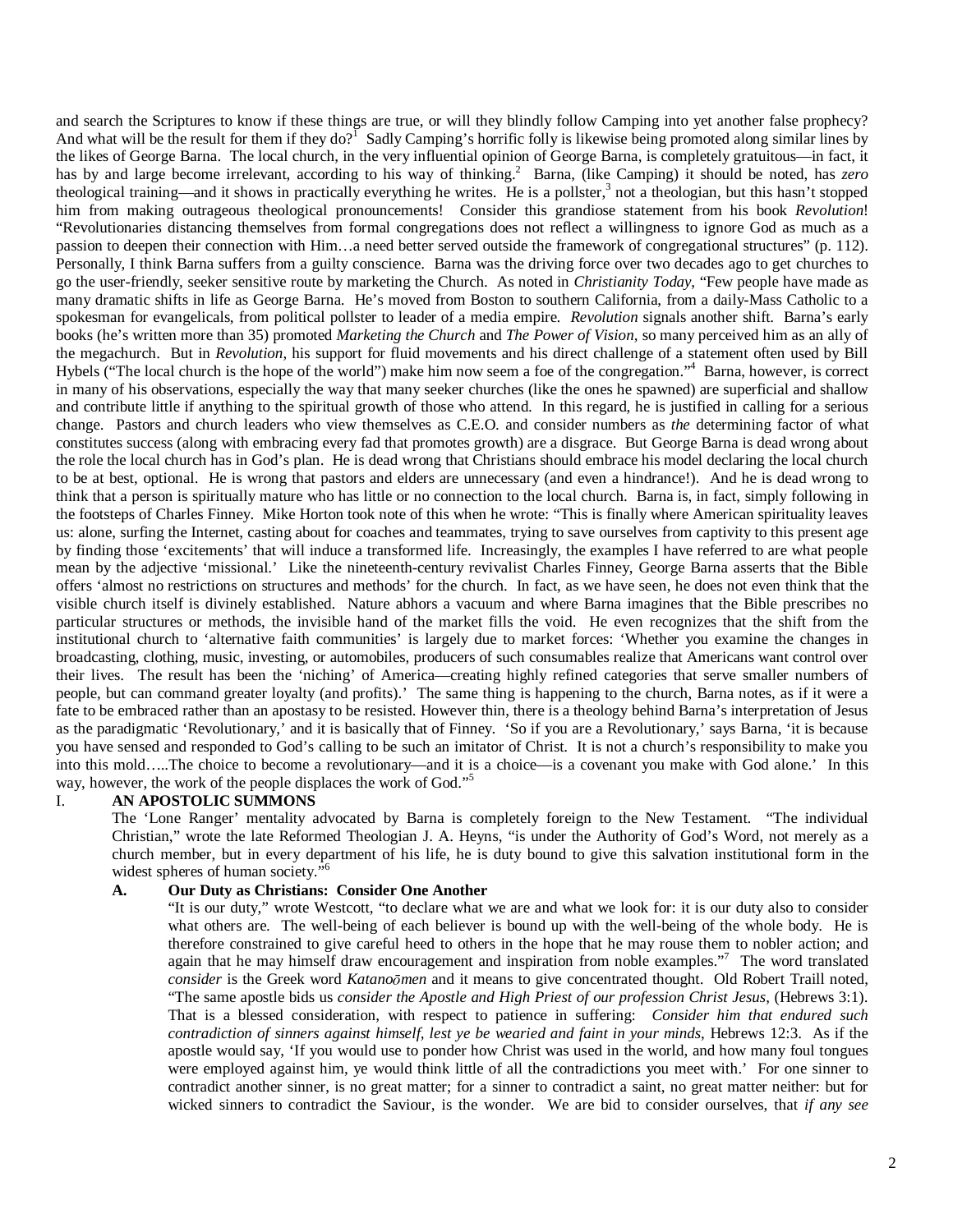and search the Scriptures to know if these things are true, or will they blindly follow Camping into yet another false prophecy? And what will be the result for them if they do?[1] Sadly Camping's horrific folly is likewise being promoted along similar lines by the likes of George Barna. The local church, in the very influential opinion of George Barna, is completely gratuitous—in fact, it has by and large become irrelevant, according to his way of thinking.[2] Barna, (like Camping) it should be noted, has *zero* theological training—and it shows in practically everything he writes. He is a pollster,[3] not a theologian, but this hasn't stopped him from making outrageous theological pronouncements! Consider this grandiose statement from his book *Revolution*! "Revolutionaries distancing themselves from formal congregations does not reflect a willingness to ignore God as much as a passion to deepen their connection with Him…a need better served outside the framework of congregational structures" (p. 112). Personally, I think Barna suffers from a guilty conscience. Barna was the driving force over two decades ago to get churches to go the user-friendly, seeker sensitive route by marketing the Church. As noted in *Christianity Today*, "Few people have made as many dramatic shifts in life as George Barna. He's moved from Boston to southern California, from a daily-Mass Catholic to a spokesman for evangelicals, from political pollster to leader of a media empire. *Revolution* signals another shift. Barna's early books (he's written more than 35) promoted *Marketing the Church* and *The Power of Vision*, so many perceived him as an ally of the megachurch. But in *Revolution*, his support for fluid movements and his direct challenge of a statement often used by Bill Hybels ("The local church is the hope of the world") make him now seem a foe of the congregation."[4] Barna, however, is correct in many of his observations, especially the way that many seeker churches (like the ones he spawned) are superficial and shallow and contribute little if anything to the spiritual growth of those who attend. In this regard, he is justified in calling for a serious change. Pastors and church leaders who view themselves as C.E.O. and consider numbers as *the* determining factor of what constitutes success (along with embracing every fad that promotes growth) are a disgrace. But George Barna is dead wrong about the role the local church has in God's plan. He is dead wrong that Christians should embrace his model declaring the local church to be at best, optional. He is wrong that pastors and elders are unnecessary (and even a hindrance!). And he is dead wrong to think that a person is spiritually mature who has little or no connection to the local church. Barna is, in fact, simply following in the footsteps of Charles Finney. Mike Horton took note of this when he wrote: "This is finally where American spirituality leaves us: alone, surfing the Internet, casting about for coaches and teammates, trying to save ourselves from captivity to this present age by finding those 'excitements' that will induce a transformed life. Increasingly, the examples I have referred to are what people mean by the adjective 'missional.' Like the nineteenth-century revivalist Charles Finney, George Barna asserts that the Bible offers 'almost no restrictions on structures and methods' for the church. In fact, as we have seen, he does not even think that the visible church itself is divinely established. Nature abhors a vacuum and where Barna imagines that the Bible prescribes no particular structures or methods, the invisible hand of the market fills the void. He even recognizes that the shift from the institutional church to 'alternative faith communities' is largely due to market forces: 'Whether you examine the changes in broadcasting, clothing, music, investing, or automobiles, producers of such consumables realize that Americans want control over their lives. The result has been the 'niching' of America—creating highly refined categories that serve smaller numbers of people, but can command greater loyalty (and profits).' The same thing is happening to the church, Barna notes, as if it were a fate to be embraced rather than an apostasy to be resisted. However thin, there is a theology behind Barna's interpretation of Jesus as the paradigmatic 'Revolutionary,' and it is basically that of Finney. 'So if you are a Revolutionary,' says Barna, 'it is because you have sensed and responded to God's calling to be such an imitator of Christ. It is not a church's responsibility to make you into this mold…..The choice to become a revolutionary—and it is a choice—is a covenant you make with God alone.' In this way, however, the work of the people displaces the work of God."[5]

## I. AN APOSTOLIC SUMMONS

The 'Lone Ranger' mentality advocated by Barna is completely foreign to the New Testament. "The individual Christian," wrote the late Reformed Theologian J. A. Heyns, "is under the Authority of God's Word, not merely as a church member, but in every department of his life, he is duty bound to give this salvation institutional form in the widest spheres of human society."[6]

### A. Our Duty as Christians: Consider One Another

"It is our duty," wrote Westcott, "to declare what we are and what we look for: it is our duty also to consider what others are. The well-being of each believer is bound up with the well-being of the whole body. He is therefore constrained to give careful heed to others in the hope that he may rouse them to nobler action; and again that he may himself draw encouragement and inspiration from noble examples."[7] The word translated *consider* is the Greek word *Katanoōmen* and it means to give concentrated thought. Old Robert Traill noted, "The same apostle bids us *consider the Apostle and High Priest of our profession Christ Jesus*, (Hebrews 3:1). That is a blessed consideration, with respect to patience in suffering: *Consider him that endured such contradiction of sinners against himself, lest ye be wearied and faint in your minds*, Hebrews 12:3. As if the apostle would say, 'If you would use to ponder how Christ was used in the world, and how many foul tongues were employed against him, ye would think little of all the contradictions you meet with.' For one sinner to contradict another sinner, is no great matter; for a sinner to contradict a saint, no great matter neither: but for wicked sinners to contradict the Saviour, is the wonder. We are bid to consider ourselves, that *if any see*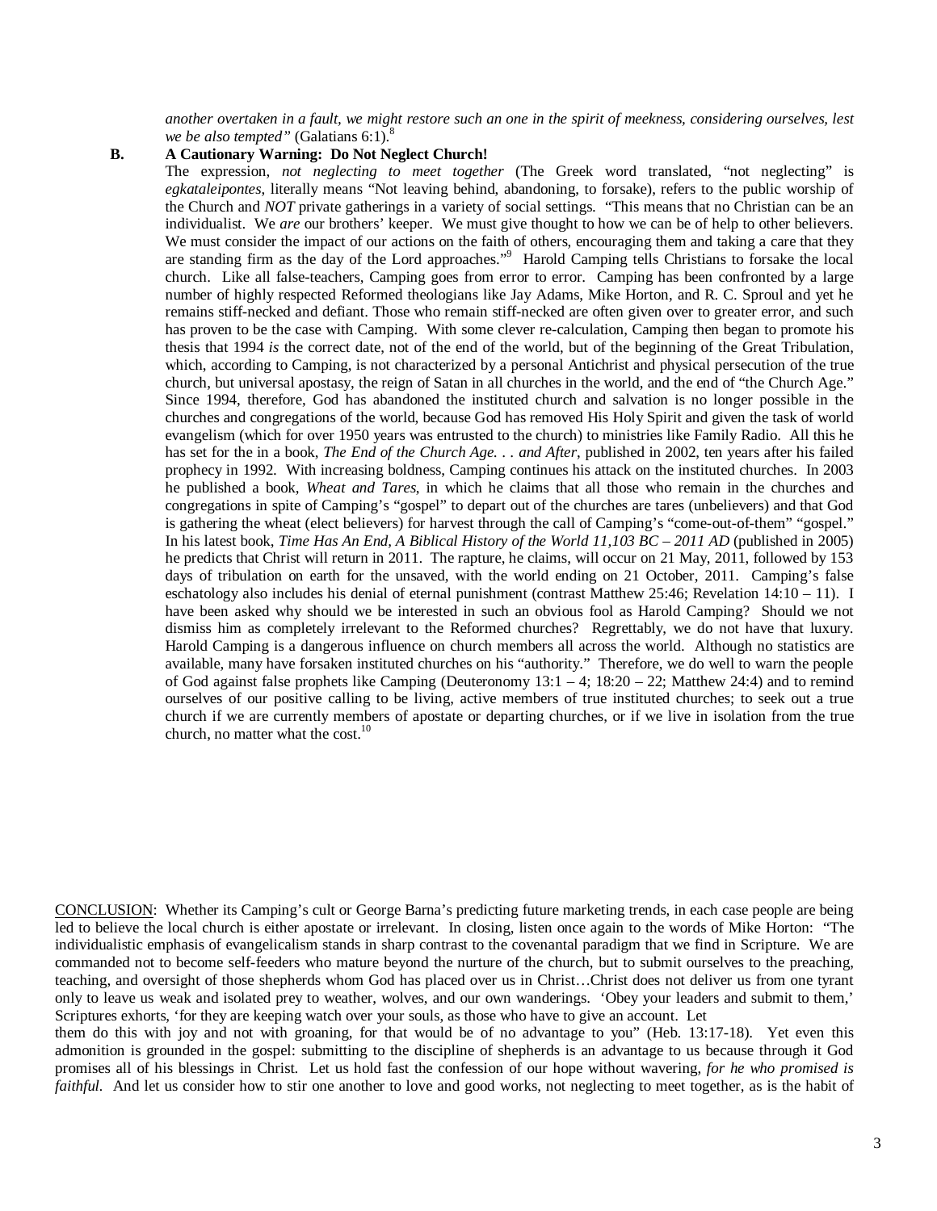*another overtaken in a fault, we might restore such an one in the spirit of meekness, considering ourselves, lest we be also tempted"* (Galatians 6:1).[8]

**B. A Cautionary Warning: Do Not Neglect Church!**

The expression, *not neglecting to meet together* (The Greek word translated, "not neglecting" is *egkataleipontes*, literally means "Not leaving behind, abandoning, to forsake), refers to the public worship of the Church and *NOT* private gatherings in a variety of social settings. "This means that no Christian can be an individualist. We *are* our brothers' keeper. We must give thought to how we can be of help to other believers. We must consider the impact of our actions on the faith of others, encouraging them and taking a care that they are standing firm as the day of the Lord approaches."[9] Harold Camping tells Christians to forsake the local church. Like all false-teachers, Camping goes from error to error. Camping has been confronted by a large number of highly respected Reformed theologians like Jay Adams, Mike Horton, and R. C. Sproul and yet he remains stiff-necked and defiant. Those who remain stiff-necked are often given over to greater error, and such has proven to be the case with Camping. With some clever re-calculation, Camping then began to promote his thesis that 1994 *is* the correct date, not of the end of the world, but of the beginning of the Great Tribulation, which, according to Camping, is not characterized by a personal Antichrist and physical persecution of the true church, but universal apostasy, the reign of Satan in all churches in the world, and the end of "the Church Age." Since 1994, therefore, God has abandoned the instituted church and salvation is no longer possible in the churches and congregations of the world, because God has removed His Holy Spirit and given the task of world evangelism (which for over 1950 years was entrusted to the church) to ministries like Family Radio. All this he has set for the in a book, *The End of the Church Age. . . and After*, published in 2002, ten years after his failed prophecy in 1992. With increasing boldness, Camping continues his attack on the instituted churches. In 2003 he published a book, *Wheat and Tares*, in which he claims that all those who remain in the churches and congregations in spite of Camping's "gospel" to depart out of the churches are tares (unbelievers) and that God is gathering the wheat (elect believers) for harvest through the call of Camping's "come-out-of-them" "gospel." In his latest book, *Time Has An End, A Biblical History of the World 11,103 BC – 2011 AD* (published in 2005) he predicts that Christ will return in 2011. The rapture, he claims, will occur on 21 May, 2011, followed by 153 days of tribulation on earth for the unsaved, with the world ending on 21 October, 2011. Camping's false eschatology also includes his denial of eternal punishment (contrast Matthew 25:46; Revelation 14:10 – 11). I have been asked why should we be interested in such an obvious fool as Harold Camping? Should we not dismiss him as completely irrelevant to the Reformed churches? Regrettably, we do not have that luxury. Harold Camping is a dangerous influence on church members all across the world. Although no statistics are available, many have forsaken instituted churches on his "authority." Therefore, we do well to warn the people of God against false prophets like Camping (Deuteronomy 13:1 – 4; 18:20 – 22; Matthew 24:4) and to remind ourselves of our positive calling to be living, active members of true instituted churches; to seek out a true church if we are currently members of apostate or departing churches, or if we live in isolation from the true church, no matter what the cost.[10]

<u>CONCLUSION</u>: Whether its Camping's cult or George Barna's predicting future marketing trends, in each case people are being led to believe the local church is either apostate or irrelevant. In closing, listen once again to the words of Mike Horton: "The individualistic emphasis of evangelicalism stands in sharp contrast to the covenantal paradigm that we find in Scripture. We are commanded not to become self-feeders who mature beyond the nurture of the church, but to submit ourselves to the preaching, teaching, and oversight of those shepherds whom God has placed over us in Christ…Christ does not deliver us from one tyrant only to leave us weak and isolated prey to weather, wolves, and our own wanderings. 'Obey your leaders and submit to them,' Scriptures exhorts, 'for they are keeping watch over your souls, as those who have to give an account. Let them do this with joy and not with groaning, for that would be of no advantage to you" (Heb. 13:17-18). Yet even this admonition is grounded in the gospel: submitting to the discipline of shepherds is an advantage to us because through it God promises all of his blessings in Christ. Let us hold fast the confession of our hope without wavering, *for he who promised is faithful*. And let us consider how to stir one another to love and good works, not neglecting to meet together, as is the habit of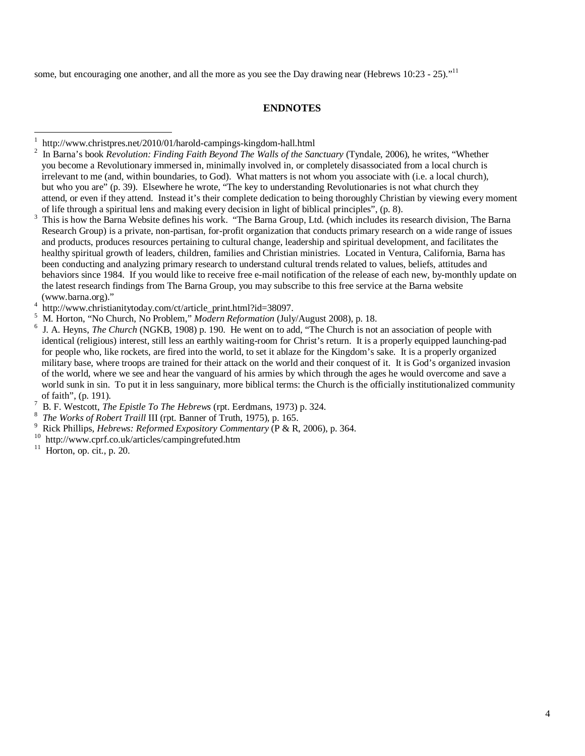some, but encouraging one another, and all the more as you see the Day drawing near (Hebrews 10:23 - 25)."[11]

## ENDNOTES

---

1 http://www.christpres.net/2010/01/harold-campings-kingdom-hall.html

2 In Barna's book *Revolution: Finding Faith Beyond The Walls of the Sanctuary* (Tyndale, 2006), he writes, "Whether you become a Revolutionary immersed in, minimally involved in, or completely disassociated from a local church is irrelevant to me (and, within boundaries, to God). What matters is not whom you associate with (i.e. a local church), but who you are" (p. 39). Elsewhere he wrote, "The key to understanding Revolutionaries is not what church they attend, or even if they attend. Instead it's their complete dedication to being thoroughly Christian by viewing every moment of life through a spiritual lens and making every decision in light of biblical principles", (p. 8).

3 This is how the Barna Website defines his work. "The Barna Group, Ltd. (which includes its research division, The Barna Research Group) is a private, non-partisan, for-profit organization that conducts primary research on a wide range of issues and products, produces resources pertaining to cultural change, leadership and spiritual development, and facilitates the healthy spiritual growth of leaders, children, families and Christian ministries. Located in Ventura, California, Barna has been conducting and analyzing primary research to understand cultural trends related to values, beliefs, attitudes and behaviors since 1984. If you would like to receive free e-mail notification of the release of each new, by-monthly update on the latest research findings from The Barna Group, you may subscribe to this free service at the Barna website (www.barna.org)."

4 http://www.christianitytoday.com/ct/article_print.html?id=38097.

5 M. Horton, "No Church, No Problem," *Modern Reformation* (July/August 2008), p. 18.

6 J. A. Heyns, *The Church* (NGKB, 1908) p. 190. He went on to add, "The Church is not an association of people with identical (religious) interest, still less an earthly waiting-room for Christ's return. It is a properly equipped launching-pad for people who, like rockets, are fired into the world, to set it ablaze for the Kingdom's sake. It is a properly organized military base, where troops are trained for their attack on the world and their conquest of it. It is God's organized invasion of the world, where we see and hear the vanguard of his armies by which through the ages he would overcome and save a world sunk in sin. To put it in less sanguinary, more biblical terms: the Church is the officially institutionalized community of faith", (p. 191).

7 B. F. Westcott, *The Epistle To The Hebrews* (rpt. Eerdmans, 1973) p. 324.

8 *The Works of Robert Traill* III (rpt. Banner of Truth, 1975), p. 165.

9 Rick Phillips, *Hebrews: Reformed Expository Commentary* (P & R, 2006), p. 364.

10 http://www.cprf.co.uk/articles/campingrefuted.htm

11 Horton, op. cit., p. 20.